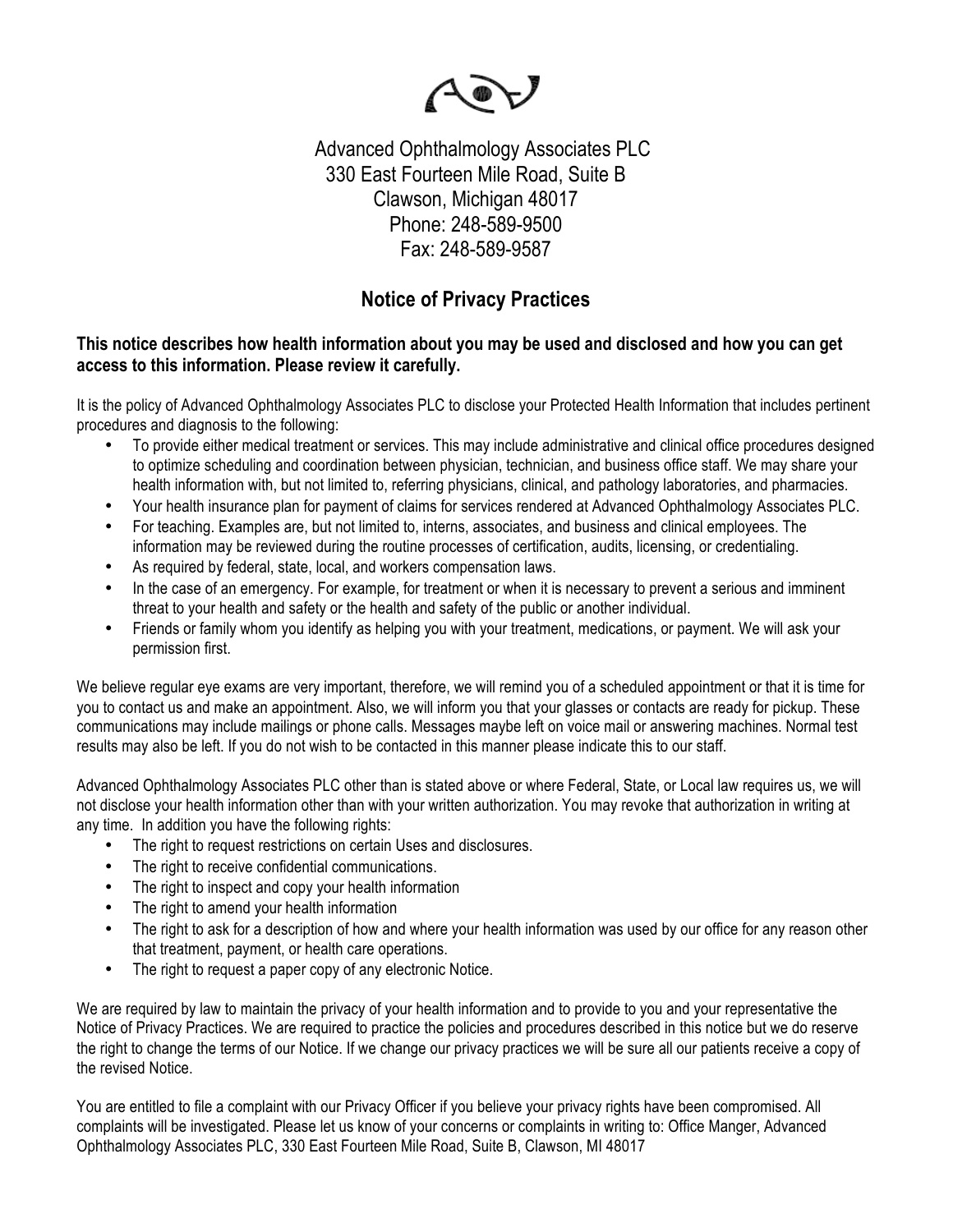Advanced Ophthalmology Associates PLC
330 East Fourteen Mile Road, Suite B
Clawson, Michigan 48017
Phone: 248-589-9500
Fax: 248-589-9587

# Notice of Privacy Practices

**This notice describes how health information about you may be used and disclosed and how you can get access to this information. Please review it carefully.**

It is the policy of Advanced Ophthalmology Associates PLC to disclose your Protected Health Information that includes pertinent procedures and diagnosis to the following:

- To provide either medical treatment or services. This may include administrative and clinical office procedures designed to optimize scheduling and coordination between physician, technician, and business office staff. We may share your health information with, but not limited to, referring physicians, clinical, and pathology laboratories, and pharmacies.
- Your health insurance plan for payment of claims for services rendered at Advanced Ophthalmology Associates PLC.
- For teaching. Examples are, but not limited to, interns, associates, and business and clinical employees. The information may be reviewed during the routine processes of certification, audits, licensing, or credentialing.
- As required by federal, state, local, and workers compensation laws.
- In the case of an emergency. For example, for treatment or when it is necessary to prevent a serious and imminent threat to your health and safety or the health and safety of the public or another individual.
- Friends or family whom you identify as helping you with your treatment, medications, or payment. We will ask your permission first.

We believe regular eye exams are very important, therefore, we will remind you of a scheduled appointment or that it is time for you to contact us and make an appointment. Also, we will inform you that your glasses or contacts are ready for pickup. These communications may include mailings or phone calls. Messages maybe left on voice mail or answering machines. Normal test results may also be left. If you do not wish to be contacted in this manner please indicate this to our staff.

Advanced Ophthalmology Associates PLC other than is stated above or where Federal, State, or Local law requires us, we will not disclose your health information other than with your written authorization. You may revoke that authorization in writing at any time. In addition you have the following rights:

- The right to request restrictions on certain Uses and disclosures.
- The right to receive confidential communications.
- The right to inspect and copy your health information
- The right to amend your health information
- The right to ask for a description of how and where your health information was used by our office for any reason other that treatment, payment, or health care operations.
- The right to request a paper copy of any electronic Notice.

We are required by law to maintain the privacy of your health information and to provide to you and your representative the Notice of Privacy Practices. We are required to practice the policies and procedures described in this notice but we do reserve the right to change the terms of our Notice. If we change our privacy practices we will be sure all our patients receive a copy of the revised Notice.

You are entitled to file a complaint with our Privacy Officer if you believe your privacy rights have been compromised. All complaints will be investigated. Please let us know of your concerns or complaints in writing to: Office Manger, Advanced Ophthalmology Associates PLC, 330 East Fourteen Mile Road, Suite B, Clawson, MI 48017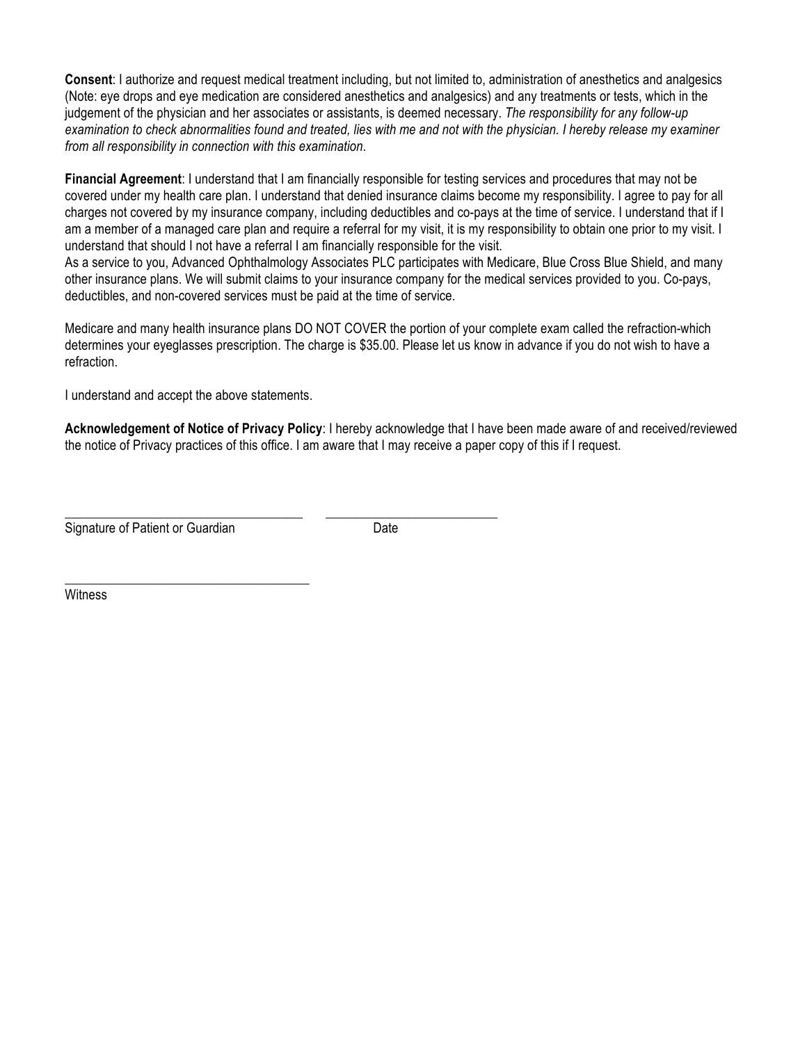**Consent**: I authorize and request medical treatment including, but not limited to, administration of anesthetics and analgesics (Note: eye drops and eye medication are considered anesthetics and analgesics) and any treatments or tests, which in the judgement of the physician and her associates or assistants, is deemed necessary. *The responsibility for any follow-up examination to check abnormalities found and treated, lies with me and not with the physician. I hereby release my examiner from all responsibility in connection with this examination*.

**Financial Agreement**: I understand that I am financially responsible for testing services and procedures that may not be covered under my health care plan. I understand that denied insurance claims become my responsibility. I agree to pay for all charges not covered by my insurance company, including deductibles and co-pays at the time of service. I understand that if I am a member of a managed care plan and require a referral for my visit, it is my responsibility to obtain one prior to my visit. I understand that should I not have a referral I am financially responsible for the visit.
As a service to you, Advanced Ophthalmology Associates PLC participates with Medicare, Blue Cross Blue Shield, and many other insurance plans. We will submit claims to your insurance company for the medical services provided to you. Co-pays, deductibles, and non-covered services must be paid at the time of service.

Medicare and many health insurance plans DO NOT COVER the portion of your complete exam called the refraction-which determines your eyeglasses prescription. The charge is $35.00. Please let us know in advance if you do not wish to have a refraction.

I understand and accept the above statements.

**Acknowledgement of Notice of Privacy Policy**: I hereby acknowledge that I have been made aware of and received/reviewed the notice of Privacy practices of this office. I am aware that I may receive a paper copy of this if I request.

\_\_\_\_\_\_\_\_\_\_\_\_\_\_\_\_\_\_\_\_\_\_\_\_\_\_\_\_\_\_\_\_\_\_\_\_ \_\_\_\_\_\_\_\_\_\_\_\_\_\_\_\_\_\_\_\_\_\_\_\_\_\_
Signature of Patient or Guardian Date

\_\_\_\_\_\_\_\_\_\_\_\_\_\_\_\_\_\_\_\_\_\_\_\_\_\_\_\_\_\_\_\_\_\_\_\_
Witness